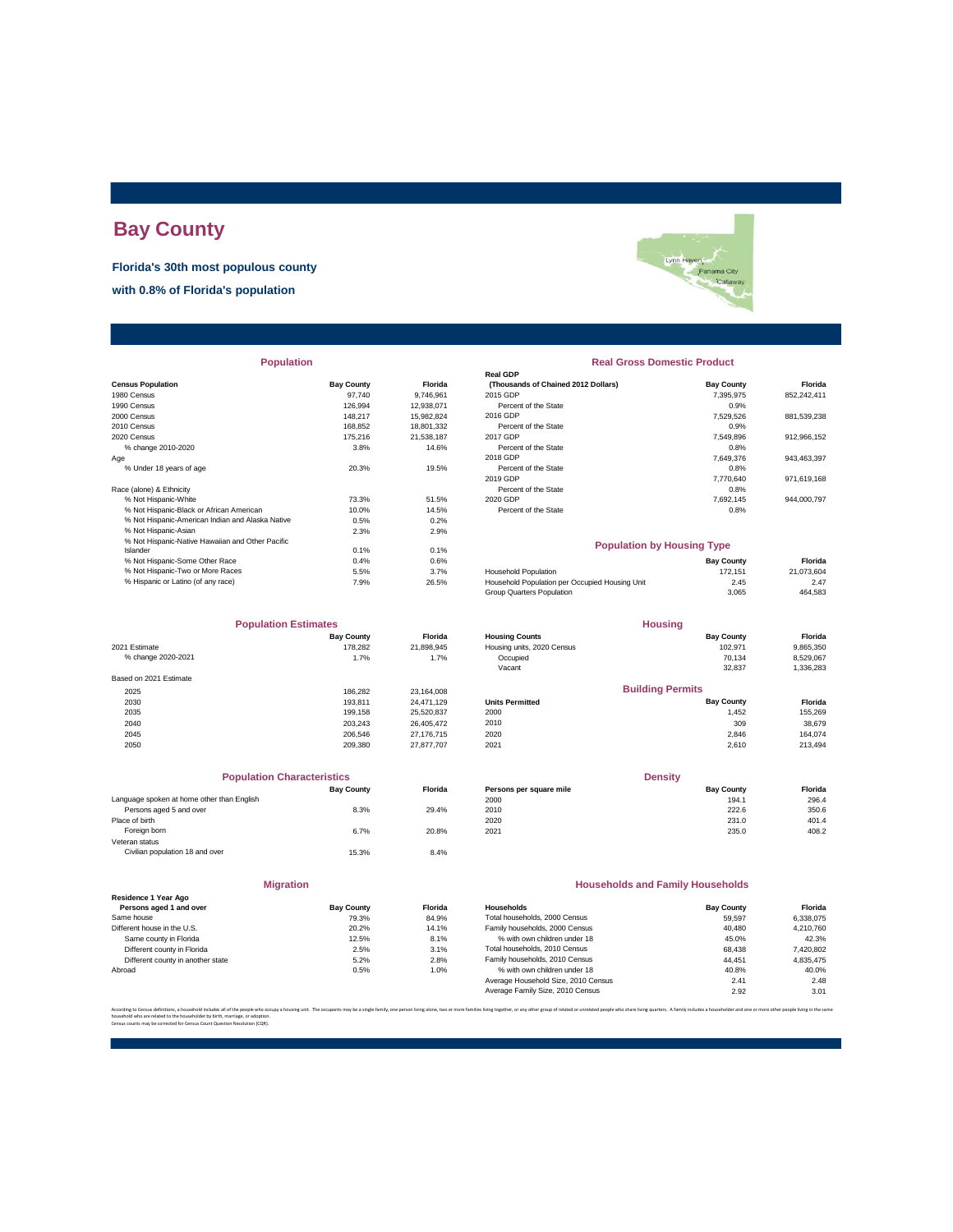# Bay County

**Florida's 30th most populous county**

**with 0.8% of Florida's population**

## Population

| Census Population | Bay County | Florida |
|---|---|---|
| 1980 Census | 97,740 | 9,746,961 |
| 1990 Census | 126,994 | 12,938,071 |
| 2000 Census | 148,217 | 15,982,824 |
| 2010 Census | 168,852 | 18,801,332 |
| 2020 Census | 175,216 | 21,538,187 |
| % change 2010-2020 | 3.8% | 14.6% |
| Age | | |
| % Under 18 years of age | 20.3% | 19.5% |
| Race (alone) & Ethnicity | | |
| % Not Hispanic-White | 73.3% | 51.5% |
| % Not Hispanic-Black or African American | 10.0% | 14.5% |
| % Not Hispanic-American Indian and Alaska Native | 0.5% | 0.2% |
| % Not Hispanic-Asian | 2.3% | 2.9% |
| % Not Hispanic-Native Hawaiian and Other Pacific Islander | 0.1% | 0.1% |
| % Not Hispanic-Some Other Race | 0.4% | 0.6% |
| % Not Hispanic-Two or More Races | 5.5% | 3.7% |
| % Hispanic or Latino (of any race) | 7.9% | 26.5% |

## Real Gross Domestic Product

| Real GDP (Thousands of Chained 2012 Dollars) | Bay County | Florida |
|---|---|---|
| 2015 GDP | 7,395,975 | 852,242,411 |
| Percent of the State | 0.9% | |
| 2016 GDP | 7,529,526 | 881,539,238 |
| Percent of the State | 0.9% | |
| 2017 GDP | 7,549,896 | 912,966,152 |
| Percent of the State | 0.8% | |
| 2018 GDP | 7,649,376 | 943,463,397 |
| Percent of the State | 0.8% | |
| 2019 GDP | 7,770,640 | 971,619,168 |
| Percent of the State | 0.8% | |
| 2020 GDP | 7,692,145 | 944,000,797 |
| Percent of the State | 0.8% | |

## Population by Housing Type

| | Bay County | Florida |
|---|---|---|
| Household Population | 172,151 | 21,073,604 |
| Household Population per Occupied Housing Unit | 2.45 | 2.47 |
| Group Quarters Population | 3,065 | 464,583 |

## Population Estimates

| | Bay County | Florida |
|---|---|---|
| 2021 Estimate | 178,282 | 21,898,945 |
| % change 2020-2021 | 1.7% | 1.7% |
| Based on 2021 Estimate | | |
| 2025 | 186,282 | 23,164,008 |
| 2030 | 193,811 | 24,471,129 |
| 2035 | 199,158 | 25,520,837 |
| 2040 | 203,243 | 26,405,472 |
| 2045 | 206,546 | 27,176,715 |
| 2050 | 209,380 | 27,877,707 |

## Housing

| Housing Counts | Bay County | Florida |
|---|---|---|
| Housing units, 2020 Census | 102,971 | 9,865,350 |
| Occupied | 70,134 | 8,529,067 |
| Vacant | 32,837 | 1,336,283 |

## Building Permits

| Units Permitted | Bay County | Florida |
|---|---|---|
| 2000 | 1,452 | 155,269 |
| 2010 | 309 | 38,679 |
| 2020 | 2,846 | 164,074 |
| 2021 | 2,610 | 213,494 |

## Population Characteristics

| | Bay County | Florida |
|---|---|---|
| Language spoken at home other than English | | |
| Persons aged 5 and over | 8.3% | 29.4% |
| Place of birth | | |
| Foreign born | 6.7% | 20.8% |
| Veteran status | | |
| Civilian population 18 and over | 15.3% | 8.4% |

## Density

| Persons per square mile | Bay County | Florida |
|---|---|---|
| 2000 | 194.1 | 296.4 |
| 2010 | 222.6 | 350.6 |
| 2020 | 231.0 | 401.4 |
| 2021 | 235.0 | 408.2 |

## Migration

| Residence 1 Year Ago Persons aged 1 and over | Bay County | Florida |
|---|---|---|
| Same house | 79.3% | 84.9% |
| Different house in the U.S. | 20.2% | 14.1% |
| Same county in Florida | 12.5% | 8.1% |
| Different county in Florida | 2.5% | 3.1% |
| Different county in another state | 5.2% | 2.8% |
| Abroad | 0.5% | 1.0% |

## Households and Family Households

| Households | Bay County | Florida |
|---|---|---|
| Total households, 2000 Census | 59,597 | 6,338,075 |
| Family households, 2000 Census | 40,480 | 4,210,760 |
| % with own children under 18 | 45.0% | 42.3% |
| Total households, 2010 Census | 68,438 | 7,420,802 |
| Family households, 2010 Census | 44,451 | 4,835,475 |
| % with own children under 18 | 40.8% | 40.0% |
| Average Household Size, 2010 Census | 2.41 | 2.48 |
| Average Family Size, 2010 Census | 2.92 | 3.01 |

According to Census definitions, a household includes all of the people who occupy a housing unit. The occupants may be a single family, one person living alone, two or more families living together, or any other group of related or unrelated people who share living quarters. A family includes a householder and one or more other people living in the same household who are related to the householder by birth, marriage, or adoption.
Census counts may be corrected for Census Count Question Resolution (CQR).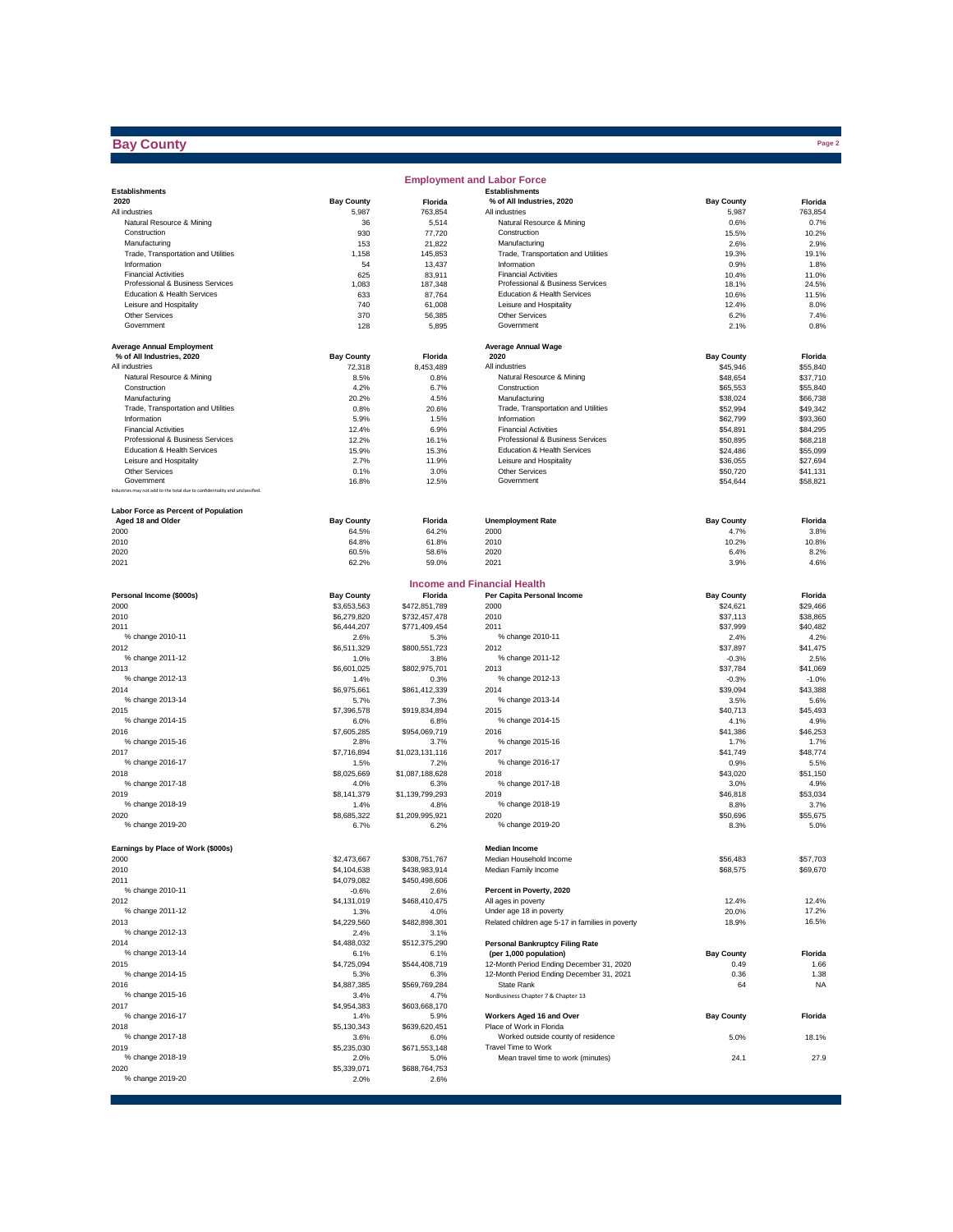# Bay County

## Employment and Labor Force

| Establishments 2020 | Bay County | Florida |
|---|---|---|
| All industries | 5,987 | 763,854 |
| Natural Resource & Mining | 36 | 5,514 |
| Construction | 930 | 77,720 |
| Manufacturing | 153 | 21,822 |
| Trade, Transportation and Utilities | 1,158 | 145,853 |
| Information | 54 | 13,437 |
| Financial Activities | 625 | 83,911 |
| Professional & Business Services | 1,083 | 187,348 |
| Education & Health Services | 633 | 87,764 |
| Leisure and Hospitality | 740 | 61,008 |
| Other Services | 370 | 56,385 |
| Government | 128 | 5,895 |

| Establishments % of All Industries, 2020 | Bay County | Florida |
|---|---|---|
| All industries | 5,987 | 763,854 |
| Natural Resource & Mining | 0.6% | 0.7% |
| Construction | 15.5% | 10.2% |
| Manufacturing | 2.6% | 2.9% |
| Trade, Transportation and Utilities | 19.3% | 19.1% |
| Information | 0.9% | 1.8% |
| Financial Activities | 10.4% | 11.0% |
| Professional & Business Services | 18.1% | 24.5% |
| Education & Health Services | 10.6% | 11.5% |
| Leisure and Hospitality | 12.4% | 8.0% |
| Other Services | 6.2% | 7.4% |
| Government | 2.1% | 0.8% |

| Average Annual Employment % of All Industries, 2020 | Bay County | Florida |
|---|---|---|
| All industries | 72,318 | 8,453,489 |
| Natural Resource & Mining | 8.5% | 0.8% |
| Construction | 4.2% | 6.7% |
| Manufacturing | 20.2% | 4.5% |
| Trade, Transportation and Utilities | 0.8% | 20.6% |
| Information | 5.9% | 1.5% |
| Financial Activities | 12.4% | 6.9% |
| Professional & Business Services | 12.2% | 16.1% |
| Education & Health Services | 15.9% | 15.3% |
| Leisure and Hospitality | 2.7% | 11.9% |
| Other Services | 0.1% | 3.0% |
| Government | 16.8% | 12.5% |

Industries may not add to the total due to confidentiality and unclassified.

| Average Annual Wage 2020 | Bay County | Florida |
|---|---|---|
| All industries | $45,946 | $55,840 |
| Natural Resource & Mining | $48,654 | $37,710 |
| Construction | $65,553 | $55,840 |
| Manufacturing | $38,024 | $66,738 |
| Trade, Transportation and Utilities | $52,994 | $49,342 |
| Information | $62,799 | $93,360 |
| Financial Activities | $54,891 | $84,295 |
| Professional & Business Services | $50,895 | $68,218 |
| Education & Health Services | $24,486 | $55,099 |
| Leisure and Hospitality | $36,055 | $27,694 |
| Other Services | $50,720 | $41,131 |
| Government | $54,644 | $58,821 |

| Labor Force as Percent of Population Aged 18 and Older | Bay County | Florida |
|---|---|---|
| 2000 | 64.5% | 64.2% |
| 2010 | 64.8% | 61.8% |
| 2020 | 60.5% | 58.6% |
| 2021 | 62.2% | 59.0% |

| Unemployment Rate | Bay County | Florida |
|---|---|---|
| 2000 | 4.7% | 3.8% |
| 2010 | 10.2% | 10.8% |
| 2020 | 6.4% | 8.2% |
| 2021 | 3.9% | 4.6% |

## Income and Financial Health

| Personal Income ($000s) | Bay County | Florida |
|---|---|---|
| 2000 | $3,653,563 | $472,851,789 |
| 2010 | $6,279,820 | $732,457,478 |
| 2011 | $6,444,207 | $771,409,454 |
| % change 2010-11 | 2.6% | 5.3% |
| 2012 | $6,511,329 | $800,551,723 |
| % change 2011-12 | 1.0% | 3.8% |
| 2013 | $6,601,025 | $802,975,701 |
| % change 2012-13 | 1.4% | 0.3% |
| 2014 | $6,975,661 | $861,412,339 |
| % change 2013-14 | 5.7% | 7.3% |
| 2015 | $7,396,578 | $919,834,894 |
| % change 2014-15 | 6.0% | 6.8% |
| 2016 | $7,605,285 | $954,069,719 |
| % change 2015-16 | 2.8% | 3.7% |
| 2017 | $7,716,894 | $1,023,131,116 |
| % change 2016-17 | 1.5% | 7.2% |
| 2018 | $8,025,669 | $1,087,188,628 |
| % change 2017-18 | 4.0% | 6.3% |
| 2019 | $8,141,379 | $1,139,799,293 |
| % change 2018-19 | 1.4% | 4.8% |
| 2020 | $8,685,322 | $1,209,995,921 |
| % change 2019-20 | 6.7% | 6.2% |

| Per Capita Personal Income | Bay County | Florida |
|---|---|---|
| 2000 | $24,621 | $29,466 |
| 2010 | $37,113 | $38,865 |
| 2011 | $37,999 | $40,482 |
| % change 2010-11 | 2.4% | 4.2% |
| 2012 | $37,897 | $41,475 |
| % change 2011-12 | -0.3% | 2.5% |
| 2013 | $37,784 | $41,069 |
| % change 2012-13 | -0.3% | -1.0% |
| 2014 | $39,094 | $43,388 |
| % change 2013-14 | 3.5% | 5.6% |
| 2015 | $40,713 | $45,493 |
| % change 2014-15 | 4.1% | 4.9% |
| 2016 | $41,386 | $46,253 |
| % change 2015-16 | 1.7% | 1.7% |
| 2017 | $41,749 | $48,774 |
| % change 2016-17 | 0.9% | 5.5% |
| 2018 | $43,020 | $51,150 |
| % change 2017-18 | 3.0% | 4.9% |
| 2019 | $46,818 | $53,034 |
| % change 2018-19 | 8.8% | 3.7% |
| 2020 | $50,696 | $55,675 |
| % change 2019-20 | 8.3% | 5.0% |

| Earnings by Place of Work ($000s) | Bay County | Florida |
|---|---|---|
| 2000 | $2,473,667 | $308,751,767 |
| 2010 | $4,104,638 | $438,983,914 |
| 2011 | $4,079,082 | $450,498,606 |
| % change 2010-11 | -0.6% | 2.6% |
| 2012 | $4,131,019 | $468,410,475 |
| % change 2011-12 | 1.3% | 4.0% |
| 2013 | $4,229,560 | $482,898,301 |
| % change 2012-13 | 2.4% | 3.1% |
| 2014 | $4,488,032 | $512,375,290 |
| % change 2013-14 | 6.1% | 6.1% |
| 2015 | $4,725,094 | $544,408,719 |
| % change 2014-15 | 5.3% | 6.3% |
| 2016 | $4,887,385 | $569,769,284 |
| % change 2015-16 | 3.4% | 4.7% |
| 2017 | $4,954,383 | $603,668,170 |
| % change 2016-17 | 1.4% | 5.9% |
| 2018 | $5,130,343 | $639,620,451 |
| % change 2017-18 | 3.6% | 6.0% |
| 2019 | $5,235,030 | $671,553,148 |
| % change 2018-19 | 2.0% | 5.0% |
| 2020 | $5,339,071 | $688,764,753 |
| % change 2019-20 | 2.0% | 2.6% |

| Median Income | Bay County | Florida |
|---|---|---|
| Median Household Income | $56,483 | $57,703 |
| Median Family Income | $68,575 | $69,670 |

| Percent in Poverty, 2020 | Bay County | Florida |
|---|---|---|
| All ages in poverty | 12.4% | 12.4% |
| Under age 18 in poverty | 20.0% | 17.2% |
| Related children age 5-17 in families in poverty | 18.9% | 16.5% |

| Personal Bankruptcy Filing Rate (per 1,000 population) | Bay County | Florida |
|---|---|---|
| 12-Month Period Ending December 31, 2020 | 0.49 | 1.66 |
| 12-Month Period Ending December 31, 2021 | 0.36 | 1.38 |
| State Rank | 64 | NA |

NonBusiness Chapter 7 & Chapter 13

| Workers Aged 16 and Over | Bay County | Florida |
|---|---|---|
| Place of Work in Florida | | |
| Worked outside county of residence | 5.0% | 18.1% |
| Travel Time to Work | | |
| Mean travel time to work (minutes) | 24.1 | 27.9 |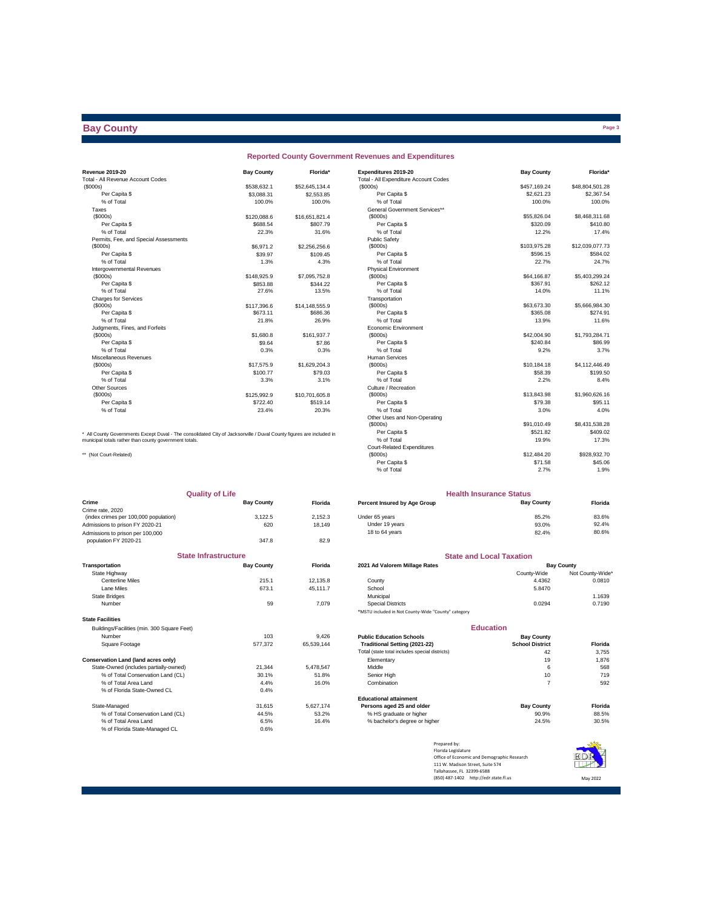# Bay County

## Reported County Government Revenues and Expenditures

| Revenue 2019-20 | Bay County | Florida* |
|---|---|---|
| Total - All Revenue Account Codes | | |
| ($000s) | $538,632.1 | $52,645,134.4 |
| Per Capita $ | $3,088.31 | $2,553.85 |
| % of Total | 100.0% | 100.0% |
| Taxes | | |
| ($000s) | $120,088.6 | $16,651,821.4 |
| Per Capita $ | $688.54 | $807.79 |
| % of Total | 22.3% | 31.6% |
| Permits, Fee, and Special Assessments | | |
| ($000s) | $6,971.2 | $2,256,256.6 |
| Per Capita $ | $39.97 | $109.45 |
| % of Total | 1.3% | 4.3% |
| Intergovernmental Revenues | | |
| ($000s) | $148,925.9 | $7,095,752.8 |
| Per Capita $ | $853.88 | $344.22 |
| % of Total | 27.6% | 13.5% |
| Charges for Services | | |
| ($000s) | $117,396.6 | $14,148,555.9 |
| Per Capita $ | $673.11 | $686.36 |
| % of Total | 21.8% | 26.9% |
| Judgments, Fines, and Forfeits | | |
| ($000s) | $1,680.8 | $161,937.7 |
| Per Capita $ | $9.64 | $7.86 |
| % of Total | 0.3% | 0.3% |
| Miscellaneous Revenues | | |
| ($000s) | $17,575.9 | $1,629,204.3 |
| Per Capita $ | $100.77 | $79.03 |
| % of Total | 3.3% | 3.1% |
| Other Sources | | |
| ($000s) | $125,992.9 | $10,701,605.8 |
| Per Capita $ | $722.40 | $519.14 |
| % of Total | 23.4% | 20.3% |

\* All County Governments Except Duval - The consolidated City of Jacksonville / Duval County figures are included in municipal totals rather than county government totals.

\** (Not Court-Related)

| Expenditures 2019-20 | Bay County | Florida* |
|---|---|---|
| Total - All Expenditure Account Codes | | |
| ($000s) | $457,169.24 | $48,804,501.28 |
| Per Capita $ | $2,621.23 | $2,367.54 |
| % of Total | 100.0% | 100.0% |
| General Government Services** | | |
| ($000s) | $55,826.04 | $8,468,311.68 |
| Per Capita $ | $320.09 | $410.80 |
| % of Total | 12.2% | 17.4% |
| Public Safety | | |
| ($000s) | $103,975.28 | $12,039,077.73 |
| Per Capita $ | $596.15 | $584.02 |
| % of Total | 22.7% | 24.7% |
| Physical Environment | | |
| ($000s) | $64,166.87 | $5,403,299.24 |
| Per Capita $ | $367.91 | $262.12 |
| % of Total | 14.0% | 11.1% |
| Transportation | | |
| ($000s) | $63,673.30 | $5,666,984.30 |
| Per Capita $ | $365.08 | $274.91 |
| % of Total | 13.9% | 11.6% |
| Economic Environment | | |
| ($000s) | $42,004.90 | $1,793,284.71 |
| Per Capita $ | $240.84 | $86.99 |
| % of Total | 9.2% | 3.7% |
| Human Services | | |
| ($000s) | $10,184.18 | $4,112,446.49 |
| Per Capita $ | $58.39 | $199.50 |
| % of Total | 2.2% | 8.4% |
| Culture / Recreation | | |
| ($000s) | $13,843.98 | $1,960,626.16 |
| Per Capita $ | $79.38 | $95.11 |
| % of Total | 3.0% | 4.0% |
| Other Uses and Non-Operating | | |
| ($000s) | $91,010.49 | $8,431,538.28 |
| Per Capita $ | $521.82 | $409.02 |
| % of Total | 19.9% | 17.3% |
| Court-Related Expenditures | | |
| ($000s) | $12,484.20 | $928,932.70 |
| Per Capita $ | $71.58 | $45.06 |
| % of Total | 2.7% | 1.9% |

## Quality of Life

| Crime | Bay County | Florida |
|---|---|---|
| Crime rate, 2020 | | |
| (index crimes per 100,000 population) | 3,122.5 | 2,152.3 |
| Admissions to prison FY 2020-21 | 620 | 18,149 |
| Admissions to prison per 100,000 population FY 2020-21 | 347.8 | 82.9 |

## Health Insurance Status

| Percent Insured by Age Group | Bay County | Florida |
|---|---|---|
| Under 65 years | 85.2% | 83.6% |
| Under 19 years | 93.0% | 92.4% |
| 18 to 64 years | 82.4% | 80.6% |

## State Infrastructure

| Transportation | Bay County | Florida |
|---|---|---|
| State Highway | | |
| Centerline Miles | 215.1 | 12,135.8 |
| Lane Miles | 673.1 | 45,111.7 |
| State Bridges | | |
| Number | 59 | 7,079 |

| State Facilities | Bay County | Florida |
|---|---|---|
| Buildings/Facilities (min. 300 Square Feet) | | |
| Number | 103 | 9,426 |
| Square Footage | 577,372 | 65,539,144 |

| Conservation Land (land acres only) | Bay County | Florida |
|---|---|---|
| State-Owned (includes partially-owned) | 21,344 | 5,478,547 |
| % of Total Conservation Land (CL) | 30.1% | 51.8% |
| % of Total Area Land | 4.4% | 16.0% |
| % of Florida State-Owned CL | 0.4% | |
| State-Managed | 31,615 | 5,627,174 |
| % of Total Conservation Land (CL) | 44.5% | 53.2% |
| % of Total Area Land | 6.5% | 16.4% |
| % of Florida State-Managed CL | 0.6% | |

## State and Local Taxation

| 2021 Ad Valorem Millage Rates | Bay County County-Wide | Bay County Not County-Wide* |
|---|---|---|
| County | 4.4362 | 0.0810 |
| School | 5.8470 | |
| Municipal | | 1.1639 |
| Special Districts | 0.0294 | 0.7190 |

*MSTU included in Not County-Wide "County" category

## Education

| Public Education Schools Traditional Setting (2021-22) | Bay County School District | Florida |
|---|---|---|
| Total (state total includes special districts) | 42 | 3,755 |
| Elementary | 19 | 1,876 |
| Middle | 6 | 568 |
| Senior High | 10 | 719 |
| Combination | 7 | 592 |

| Educational attainment Persons aged 25 and older | Bay County | Florida |
|---|---|---|
| % HS graduate or higher | 90.9% | 88.5% |
| % bachelor's degree or higher | 24.5% | 30.5% |

Prepared by:
Florida Legislature
Office of Economic and Demographic Research
111 W. Madison Street, Suite 574
Tallahassee, FL 32399-6588
(850) 487-1402 http://edr.state.fl.us

May 2022